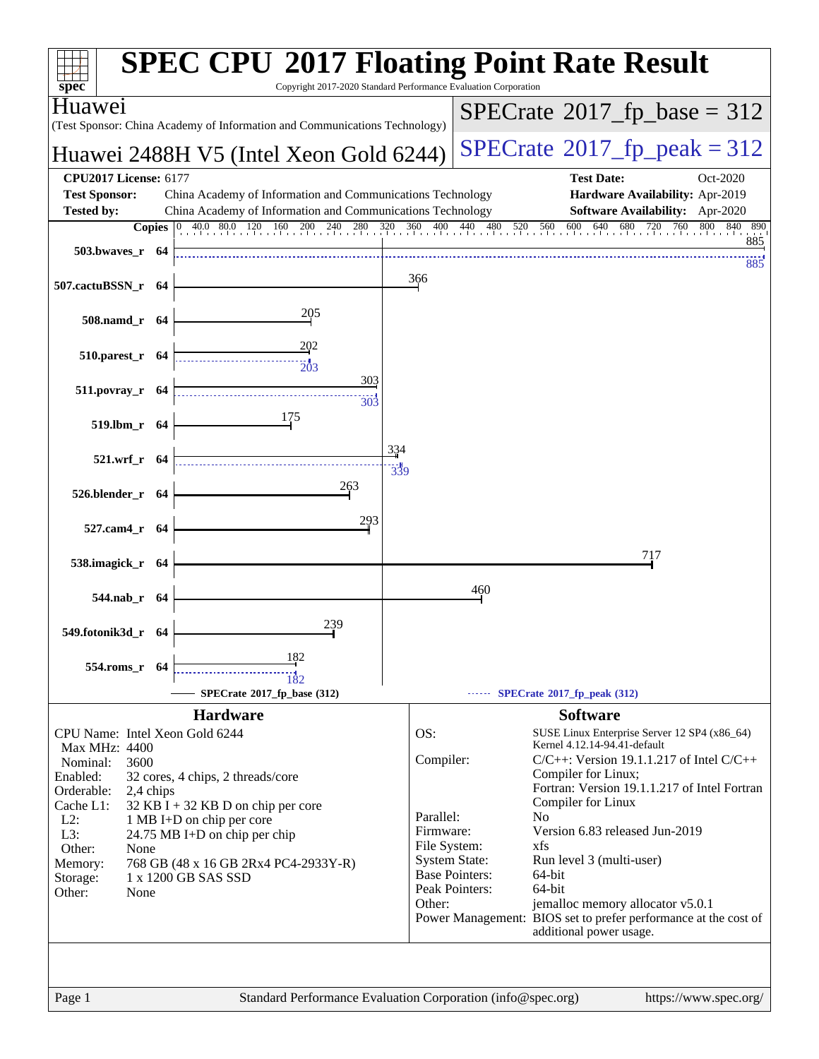# SPEC CPU 2017 Floating Point Rate Result

Copyright 2017-2020 Standard Performance Evaluation Corporation

**Huawei**

(Test Sponsor: China Academy of Information and Communications Technology)

**Huawei 2488H V5 (Intel Xeon Gold 6244)**

SPECrate 2017_fp_base = 312

SPECrate 2017_fp_peak = 312

| | | | |
|---|---|---|---|
| **CPU2017 License:** | 6177 | **Test Date:** | Oct-2020 |
| **Test Sponsor:** | China Academy of Information and Communications Technology | **Hardware Availability:** | Apr-2019 |
| **Tested by:** | China Academy of Information and Communications Technology | **Software Availability:** | Apr-2020 |

| Benchmark | Copies | Base | Peak |
|---|---|---|---|
| 503.bwaves_r | 64 | 885 | 885 |
| 507.cactuBSSN_r | 64 | 366 | |
| 508.namd_r | 64 | 205 | |
| 510.parest_r | 64 | 202 | 203 |
| 511.povray_r | 64 | 303 | 303 |
| 519.lbm_r | 64 | 175 | |
| 521.wrf_r | 64 | 334 | 339 |
| 526.blender_r | 64 | 263 | |
| 527.cam4_r | 64 | 293 | |
| 538.imagick_r | 64 | 717 | |
| 544.nab_r | 64 | 460 | |
| 549.fotonik3d_r | 64 | 239 | |
| 554.roms_r | 64 | 182 | 182 |

SPECrate 2017_fp_base (312) — SPECrate 2017_fp_peak (312)

## Hardware

| | |
|---|---|
| CPU Name: | Intel Xeon Gold 6244 |
| Max MHz: | 4400 |
| Nominal: | 3600 |
| Enabled: | 32 cores, 4 chips, 2 threads/core |
| Orderable: | 2,4 chips |
| Cache L1: | 32 KB I + 32 KB D on chip per core |
| L2: | 1 MB I+D on chip per core |
| L3: | 24.75 MB I+D on chip per chip |
| Other: | None |
| Memory: | 768 GB (48 x 16 GB 2Rx4 PC4-2933Y-R) |
| Storage: | 1 x 1200 GB SAS SSD |
| Other: | None |

## Software

| | |
|---|---|
| OS: | SUSE Linux Enterprise Server 12 SP4 (x86_64) Kernel 4.12.14-94.41-default |
| Compiler: | C/C++: Version 19.1.1.217 of Intel C/C++ Compiler for Linux; Fortran: Version 19.1.1.217 of Intel Fortran Compiler for Linux |
| Parallel: | No |
| Firmware: | Version 6.83 released Jun-2019 |
| File System: | xfs |
| System State: | Run level 3 (multi-user) |
| Base Pointers: | 64-bit |
| Peak Pointers: | 64-bit |
| Other: | jemalloc memory allocator v5.0.1 |
| Power Management: | BIOS set to prefer performance at the cost of additional power usage. |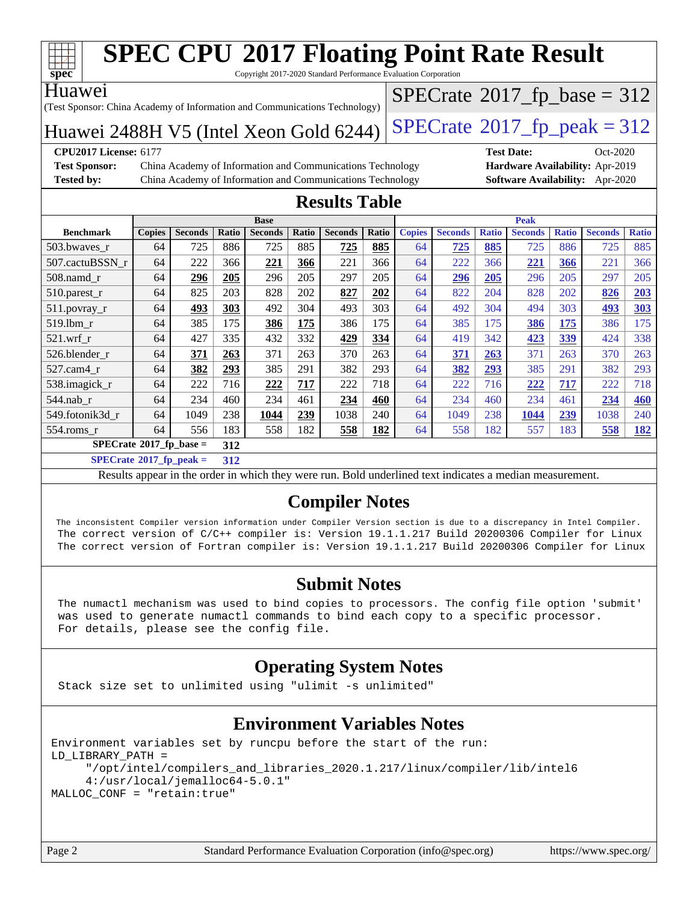# SPEC CPU 2017 Floating Point Rate Result

Copyright 2017-2020 Standard Performance Evaluation Corporation

Huawei
(Test Sponsor: China Academy of Information and Communications Technology)

Huawei 2488H V5 (Intel Xeon Gold 6244)

SPECrate 2017_fp_base = 312

SPECrate 2017_fp_peak = 312

**CPU2017 License:** 6177
**Test Sponsor:** China Academy of Information and Communications Technology
**Tested by:** China Academy of Information and Communications Technology

**Test Date:** Oct-2020
**Hardware Availability:** Apr-2019
**Software Availability:** Apr-2020

## Results Table

| | Base | | | | | | | Peak | | | | | | |
|---|---|---|---|---|---|---|---|---|---|---|---|---|---|---|
| **Benchmark** | **Copies** | **Seconds** | **Ratio** | **Seconds** | **Ratio** | **Seconds** | **Ratio** | **Copies** | **Seconds** | **Ratio** | **Seconds** | **Ratio** | **Seconds** | **Ratio** |
| 503.bwaves_r | 64 | 725 | 886 | 725 | 885 | **725** | **885** | 64 | **725** | **885** | 725 | 886 | 725 | 885 |
| 507.cactuBSSN_r | 64 | 222 | 366 | **221** | **366** | 221 | 366 | 64 | 222 | 366 | **221** | **366** | 221 | 366 |
| 508.namd_r | 64 | **296** | **205** | 296 | 205 | 297 | 205 | 64 | **296** | **205** | 296 | 205 | 297 | 205 |
| 510.parest_r | 64 | 825 | 203 | 828 | 202 | **827** | **202** | 64 | 822 | 204 | 828 | 202 | **826** | **203** |
| 511.povray_r | 64 | **493** | **303** | 492 | 304 | 493 | 303 | 64 | 492 | 304 | 494 | 303 | **493** | **303** |
| 519.lbm_r | 64 | 385 | 175 | **386** | **175** | 386 | 175 | 64 | 385 | 175 | **386** | **175** | 386 | 175 |
| 521.wrf_r | 64 | 427 | 335 | 432 | 332 | **429** | **334** | 64 | 419 | 342 | **423** | **339** | 424 | 338 |
| 526.blender_r | 64 | **371** | **263** | 371 | 263 | 370 | 263 | 64 | **371** | **263** | 371 | 263 | 370 | 263 |
| 527.cam4_r | 64 | **382** | **293** | 385 | 291 | 382 | 293 | 64 | **382** | **293** | 385 | 291 | 382 | 293 |
| 538.imagick_r | 64 | 222 | 716 | **222** | **717** | 222 | 718 | 64 | 222 | 716 | **222** | **717** | 222 | 718 |
| 544.nab_r | 64 | 234 | 460 | 234 | 461 | **234** | **460** | 64 | 234 | 460 | 234 | 461 | **234** | **460** |
| 549.fotonik3d_r | 64 | 1049 | 238 | **1044** | **239** | 1038 | 240 | 64 | 1049 | 238 | **1044** | **239** | 1038 | 240 |
| 554.roms_r | 64 | 556 | 183 | 558 | 182 | **558** | **182** | 64 | 558 | 182 | 557 | 183 | **558** | **182** |

**SPECrate 2017_fp_base = 312**

**SPECrate 2017_fp_peak = 312**

Results appear in the order in which they were run. Bold underlined text indicates a median measurement.

## Compiler Notes

```
The inconsistent Compiler version information under Compiler Version section is due to a discrepancy in Intel Compiler.
The correct version of C/C++ compiler is: Version 19.1.1.217 Build 20200306 Compiler for Linux
The correct version of Fortran compiler is: Version 19.1.1.217 Build 20200306 Compiler for Linux
```

## Submit Notes

```
The numactl mechanism was used to bind copies to processors. The config file option 'submit'
was used to generate numactl commands to bind each copy to a specific processor.
For details, please see the config file.
```

## Operating System Notes

```
Stack size set to unlimited using "ulimit -s unlimited"
```

## Environment Variables Notes

```
Environment variables set by runcpu before the start of the run:
LD_LIBRARY_PATH =
     "/opt/intel/compilers_and_libraries_2020.1.217/linux/compiler/lib/intel6
     4:/usr/local/jemalloc64-5.0.1"
MALLOC_CONF = "retain:true"
```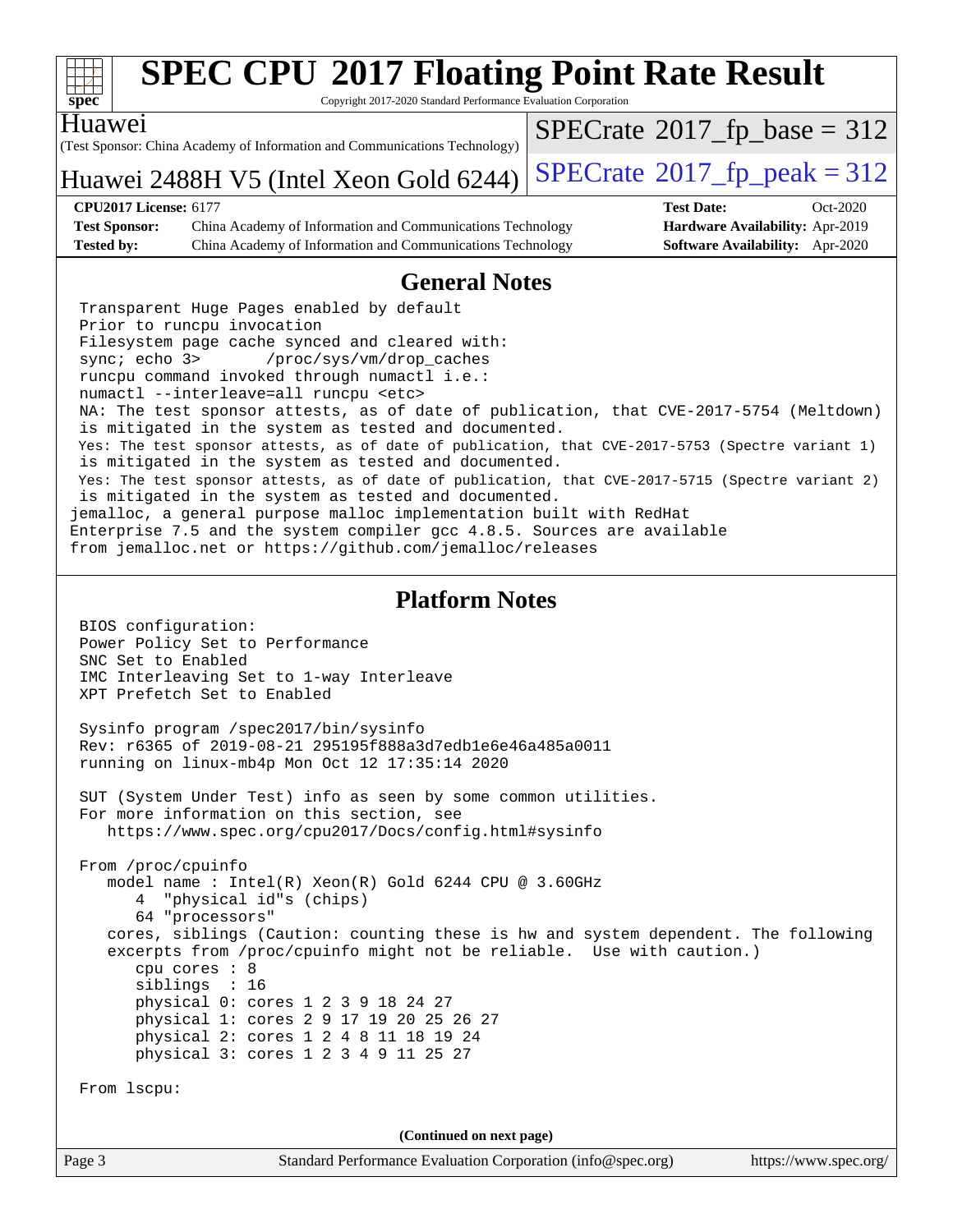# SPEC CPU 2017 Floating Point Rate Result

Copyright 2017-2020 Standard Performance Evaluation Corporation

**Huawei**
(Test Sponsor: China Academy of Information and Communications Technology)

**Huawei 2488H V5 (Intel Xeon Gold 6244)**

SPECrate 2017_fp_base = 312

SPECrate 2017_fp_peak = 312

| | | | |
|---|---|---|---|
| **CPU2017 License:** 6177 | | **Test Date:** | Oct-2020 |
| **Test Sponsor:** | China Academy of Information and Communications Technology | **Hardware Availability:** | Apr-2019 |
| **Tested by:** | China Academy of Information and Communications Technology | **Software Availability:** | Apr-2020 |

## General Notes

```
Transparent Huge Pages enabled by default
Prior to runcpu invocation
Filesystem page cache synced and cleared with:
sync; echo 3>       /proc/sys/vm/drop_caches
runcpu command invoked through numactl i.e.:
numactl --interleave=all runcpu <etc>
NA: The test sponsor attests, as of date of publication, that CVE-2017-5754 (Meltdown)
is mitigated in the system as tested and documented.
Yes: The test sponsor attests, as of date of publication, that CVE-2017-5753 (Spectre variant 1)
is mitigated in the system as tested and documented.
Yes: The test sponsor attests, as of date of publication, that CVE-2017-5715 (Spectre variant 2)
is mitigated in the system as tested and documented.
jemalloc, a general purpose malloc implementation built with RedHat
Enterprise 7.5 and the system compiler gcc 4.8.5. Sources are available
from jemalloc.net or https://github.com/jemalloc/releases
```

## Platform Notes

```
BIOS configuration:
Power Policy Set to Performance
SNC Set to Enabled
IMC Interleaving Set to 1-way Interleave
XPT Prefetch Set to Enabled

Sysinfo program /spec2017/bin/sysinfo
Rev: r6365 of 2019-08-21 295195f888a3d7edb1e6e46a485a0011
running on linux-mb4p Mon Oct 12 17:35:14 2020

SUT (System Under Test) info as seen by some common utilities.
For more information on this section, see
   https://www.spec.org/cpu2017/Docs/config.html#sysinfo

From /proc/cpuinfo
   model name : Intel(R) Xeon(R) Gold 6244 CPU @ 3.60GHz
      4  "physical id"s (chips)
      64 "processors"
   cores, siblings (Caution: counting these is hw and system dependent. The following
   excerpts from /proc/cpuinfo might not be reliable.  Use with caution.)
      cpu cores : 8
      siblings  : 16
      physical 0: cores 1 2 3 9 18 24 27
      physical 1: cores 2 9 17 19 20 25 26 27
      physical 2: cores 1 2 4 8 11 18 19 24
      physical 3: cores 1 2 3 4 9 11 25 27

From lscpu:
```

**(Continued on next page)**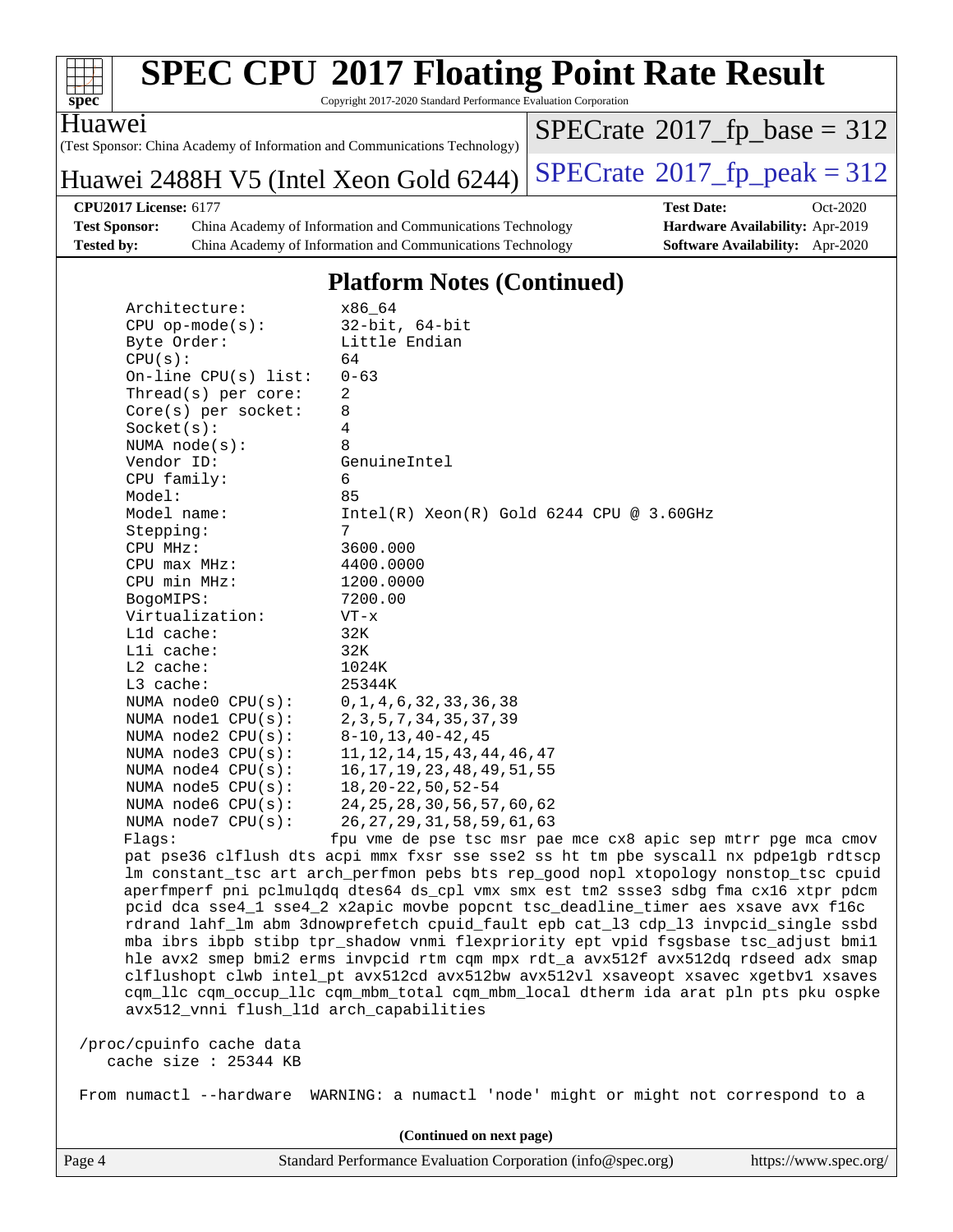## Platform Notes (Continued)

```
Architecture:          x86_64
CPU op-mode(s):        32-bit, 64-bit
Byte Order:            Little Endian
CPU(s):                64
On-line CPU(s) list:   0-63
Thread(s) per core:    2
Core(s) per socket:    8
Socket(s):             4
NUMA node(s):          8
Vendor ID:             GenuineIntel
CPU family:            6
Model:                 85
Model name:            Intel(R) Xeon(R) Gold 6244 CPU @ 3.60GHz
Stepping:              7
CPU MHz:               3600.000
CPU max MHz:           4400.0000
CPU min MHz:           1200.0000
BogoMIPS:              7200.00
Virtualization:        VT-x
L1d cache:             32K
L1i cache:             32K
L2 cache:              1024K
L3 cache:              25344K
NUMA node0 CPU(s):     0,1,4,6,32,33,36,38
NUMA node1 CPU(s):     2,3,5,7,34,35,37,39
NUMA node2 CPU(s):     8-10,13,40-42,45
NUMA node3 CPU(s):     11,12,14,15,43,44,46,47
NUMA node4 CPU(s):     16,17,19,23,48,49,51,55
NUMA node5 CPU(s):     18,20-22,50,52-54
NUMA node6 CPU(s):     24,25,28,30,56,57,60,62
NUMA node7 CPU(s):     26,27,29,31,58,59,61,63
Flags:                fpu vme de pse tsc msr pae mce cx8 apic sep mtrr pge mca cmov
  pat pse36 clflush dts acpi mmx fxsr sse sse2 ss ht tm pbe syscall nx pdpe1gb rdtscp
  lm constant_tsc art arch_perfmon pebs bts rep_good nopl xtopology nonstop_tsc cpuid
  aperfmperf pni pclmulqdq dtes64 ds_cpl vmx smx est tm2 ssse3 sdbg fma cx16 xtpr pdcm
  pcid dca sse4_1 sse4_2 x2apic movbe popcnt tsc_deadline_timer aes xsave avx f16c
  rdrand lahf_lm abm 3dnowprefetch cpuid_fault epb cat_l3 cdp_l3 invpcid_single ssbd
  mba ibrs ibpb stibp tpr_shadow vnmi flexpriority ept vpid fsgsbase tsc_adjust bmi1
  hle avx2 smep bmi2 erms invpcid rtm cqm mpx rdt_a avx512f avx512dq rdseed adx smap
  clflushopt clwb intel_pt avx512cd avx512bw avx512vl xsaveopt xsavec xgetbv1 xsaves
  cqm_llc cqm_occup_llc cqm_mbm_total cqm_mbm_local dtherm ida arat pln pts pku ospke
  avx512_vnni flush_l1d arch_capabilities

/proc/cpuinfo cache data
   cache size : 25344 KB

From numactl --hardware  WARNING: a numactl 'node' might or might not correspond to a
```

(Continued on next page)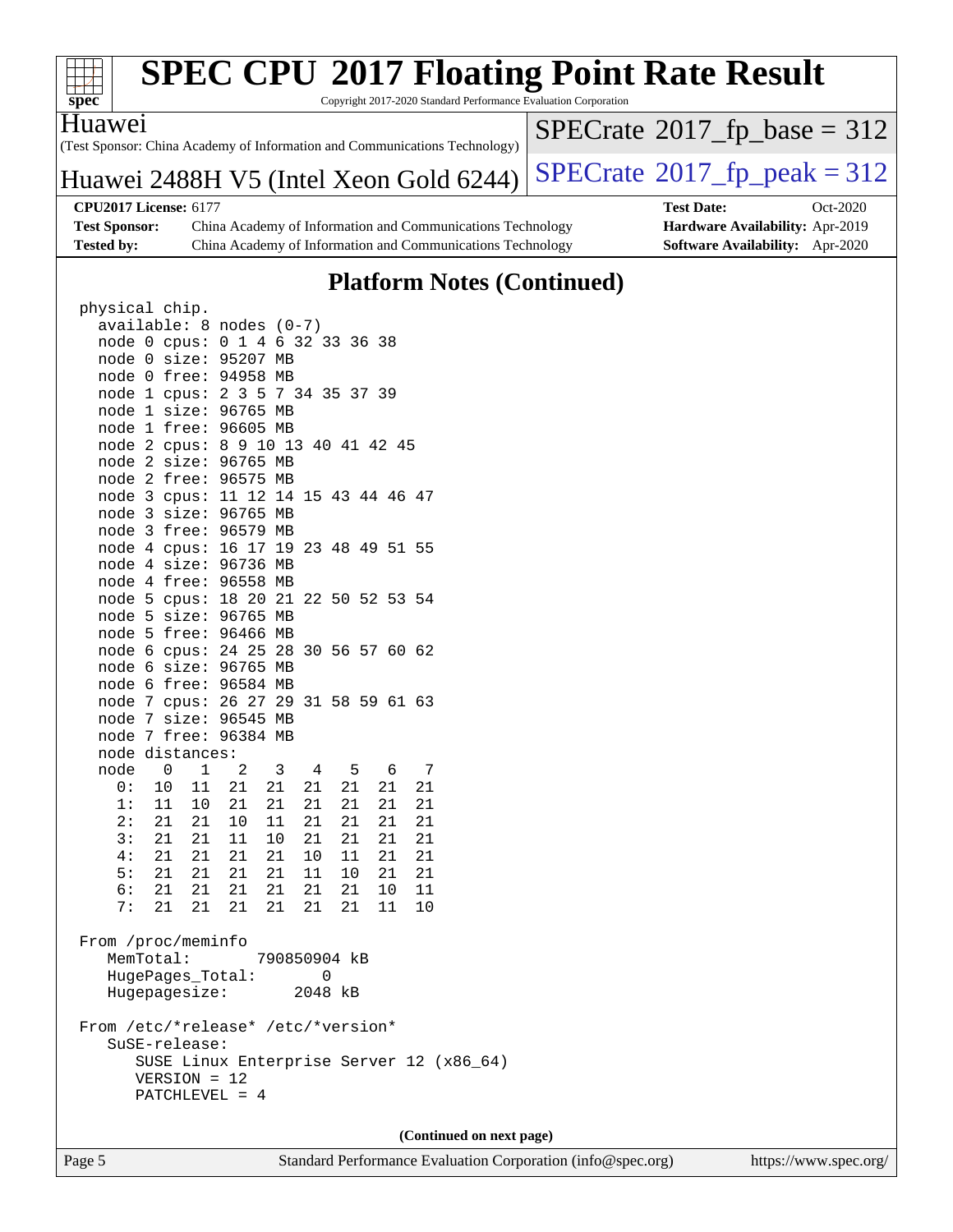## Platform Notes (Continued)

```
physical chip.
  available: 8 nodes (0-7)
  node 0 cpus: 0 1 4 6 32 33 36 38
  node 0 size: 95207 MB
  node 0 free: 94958 MB
  node 1 cpus: 2 3 5 7 34 35 37 39
  node 1 size: 96765 MB
  node 1 free: 96605 MB
  node 2 cpus: 8 9 10 13 40 41 42 45
  node 2 size: 96765 MB
  node 2 free: 96575 MB
  node 3 cpus: 11 12 14 15 43 44 46 47
  node 3 size: 96765 MB
  node 3 free: 96579 MB
  node 4 cpus: 16 17 19 23 48 49 51 55
  node 4 size: 96736 MB
  node 4 free: 96558 MB
  node 5 cpus: 18 20 21 22 50 52 53 54
  node 5 size: 96765 MB
  node 5 free: 96466 MB
  node 6 cpus: 24 25 28 30 56 57 60 62
  node 6 size: 96765 MB
  node 6 free: 96584 MB
  node 7 cpus: 26 27 29 31 58 59 61 63
  node 7 size: 96545 MB
  node 7 free: 96384 MB
  node distances:
  node   0   1   2   3   4   5   6   7
    0:  10  11  21  21  21  21  21  21
    1:  11  10  21  21  21  21  21  21
    2:  21  21  10  11  21  21  21  21
    3:  21  21  11  10  21  21  21  21
    4:  21  21  21  21  10  11  21  21
    5:  21  21  21  21  11  10  21  21
    6:  21  21  21  21  21  21  10  11
    7:  21  21  21  21  21  21  11  10

From /proc/meminfo
   MemTotal:       790850904 kB
   HugePages_Total:       0
   Hugepagesize:       2048 kB

From /etc/*release* /etc/*version*
   SuSE-release:
      SUSE Linux Enterprise Server 12 (x86_64)
      VERSION = 12
      PATCHLEVEL = 4
```

(Continued on next page)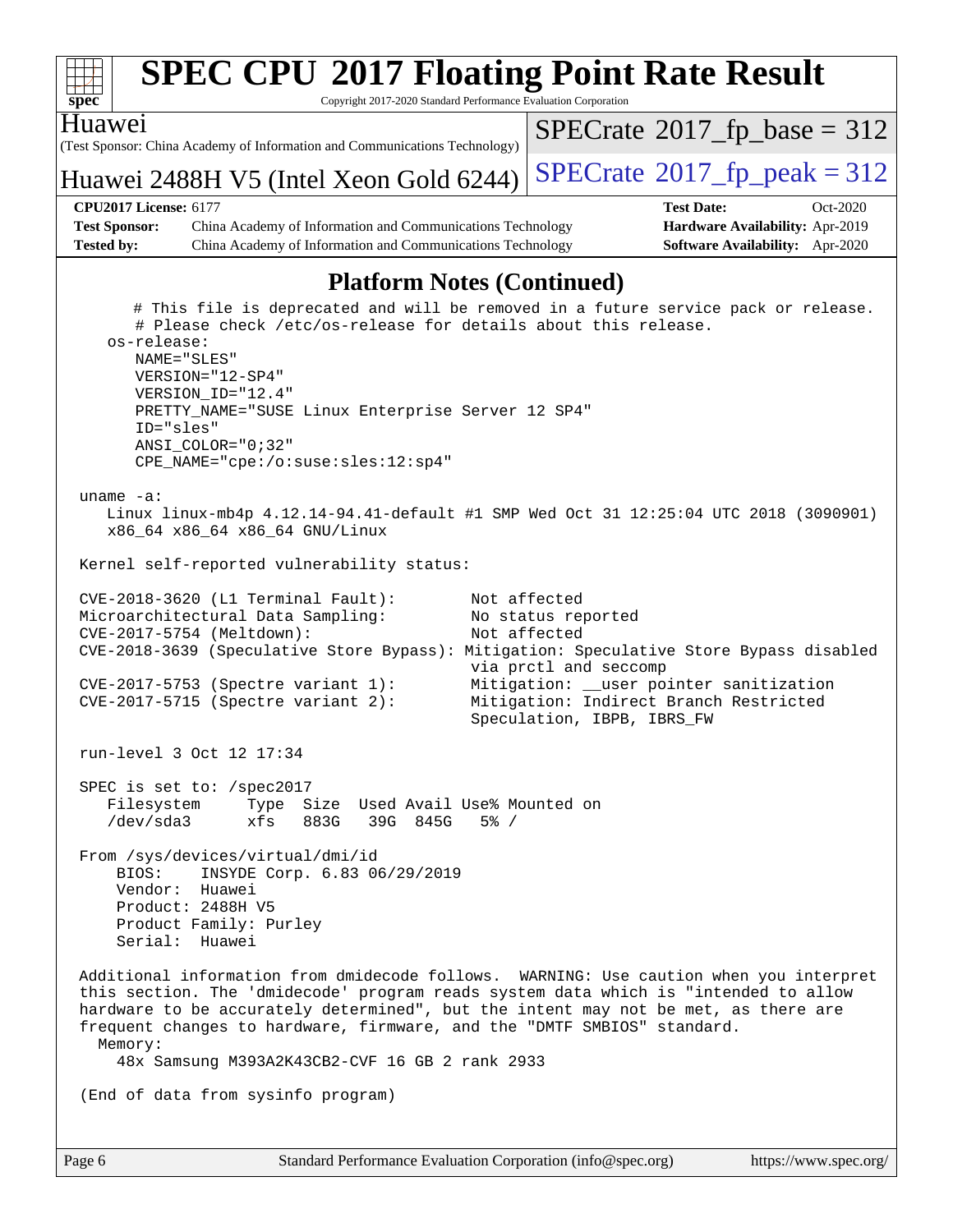## Platform Notes (Continued)

```
      # This file is deprecated and will be removed in a future service pack or release.
      # Please check /etc/os-release for details about this release.
    os-release:
       NAME="SLES"
       VERSION="12-SP4"
       VERSION_ID="12.4"
       PRETTY_NAME="SUSE Linux Enterprise Server 12 SP4"
       ID="sles"
       ANSI_COLOR="0;32"
       CPE_NAME="cpe:/o:suse:sles:12:sp4"

 uname -a:
    Linux linux-mb4p 4.12.14-94.41-default #1 SMP Wed Oct 31 12:25:04 UTC 2018 (3090901)
    x86_64 x86_64 x86_64 GNU/Linux

 Kernel self-reported vulnerability status:

 CVE-2018-3620 (L1 Terminal Fault):        Not affected
 Microarchitectural Data Sampling:         No status reported
 CVE-2017-5754 (Meltdown):                 Not affected
 CVE-2018-3639 (Speculative Store Bypass): Mitigation: Speculative Store Bypass disabled
                                           via prctl and seccomp
 CVE-2017-5753 (Spectre variant 1):        Mitigation: __user pointer sanitization
 CVE-2017-5715 (Spectre variant 2):        Mitigation: Indirect Branch Restricted
                                           Speculation, IBPB, IBRS_FW

 run-level 3 Oct 12 17:34

 SPEC is set to: /spec2017
    Filesystem     Type  Size  Used Avail Use% Mounted on
    /dev/sda3      xfs   883G   39G  845G   5% /

 From /sys/devices/virtual/dmi/id
     BIOS:    INSYDE Corp. 6.83 06/29/2019
     Vendor:  Huawei
     Product: 2488H V5
     Product Family: Purley
     Serial:  Huawei

 Additional information from dmidecode follows.  WARNING: Use caution when you interpret
 this section. The 'dmidecode' program reads system data which is "intended to allow
 hardware to be accurately determined", but the intent may not be met, as there are
 frequent changes to hardware, firmware, and the "DMTF SMBIOS" standard.
   Memory:
     48x Samsung M393A2K43CB2-CVF 16 GB 2 rank 2933

 (End of data from sysinfo program)
```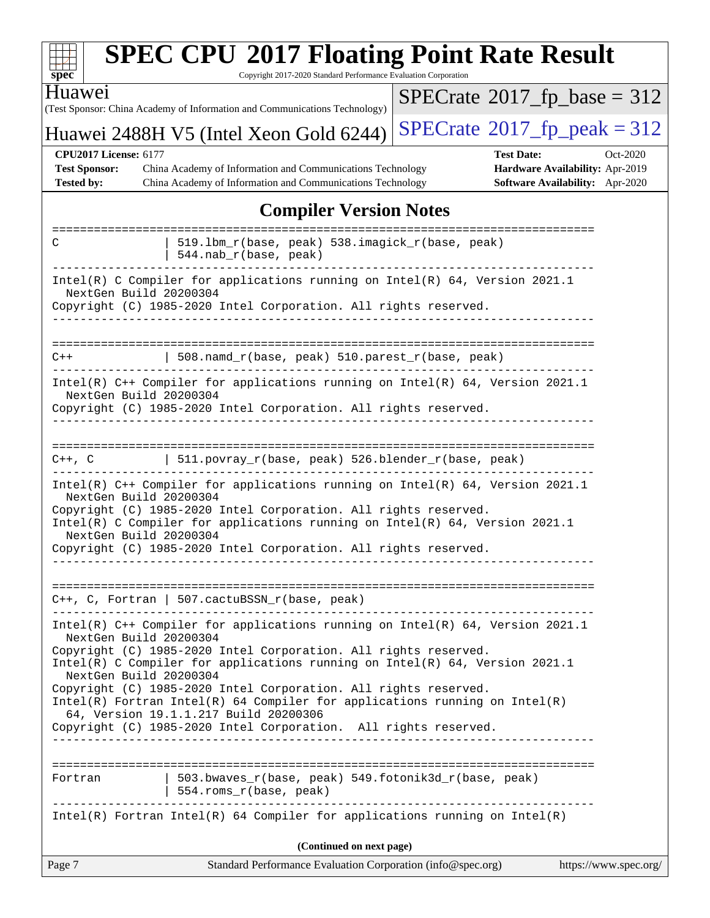## Compiler Version Notes

```
==============================================================================
C               | 519.lbm_r(base, peak) 538.imagick_r(base, peak)
                | 544.nab_r(base, peak)
------------------------------------------------------------------------------
Intel(R) C Compiler for applications running on Intel(R) 64, Version 2021.1
  NextGen Build 20200304
Copyright (C) 1985-2020 Intel Corporation. All rights reserved.
------------------------------------------------------------------------------

==============================================================================
C++             | 508.namd_r(base, peak) 510.parest_r(base, peak)
------------------------------------------------------------------------------
Intel(R) C++ Compiler for applications running on Intel(R) 64, Version 2021.1
  NextGen Build 20200304
Copyright (C) 1985-2020 Intel Corporation. All rights reserved.
------------------------------------------------------------------------------

==============================================================================
C++, C          | 511.povray_r(base, peak) 526.blender_r(base, peak)
------------------------------------------------------------------------------
Intel(R) C++ Compiler for applications running on Intel(R) 64, Version 2021.1
  NextGen Build 20200304
Copyright (C) 1985-2020 Intel Corporation. All rights reserved.
Intel(R) C Compiler for applications running on Intel(R) 64, Version 2021.1
  NextGen Build 20200304
Copyright (C) 1985-2020 Intel Corporation. All rights reserved.
------------------------------------------------------------------------------

==============================================================================
C++, C, Fortran | 507.cactuBSSN_r(base, peak)
------------------------------------------------------------------------------
Intel(R) C++ Compiler for applications running on Intel(R) 64, Version 2021.1
  NextGen Build 20200304
Copyright (C) 1985-2020 Intel Corporation. All rights reserved.
Intel(R) C Compiler for applications running on Intel(R) 64, Version 2021.1
  NextGen Build 20200304
Copyright (C) 1985-2020 Intel Corporation. All rights reserved.
Intel(R) Fortran Intel(R) 64 Compiler for applications running on Intel(R)
  64, Version 19.1.1.217 Build 20200306
Copyright (C) 1985-2020 Intel Corporation.  All rights reserved.
------------------------------------------------------------------------------

==============================================================================
Fortran         | 503.bwaves_r(base, peak) 549.fotonik3d_r(base, peak)
                | 554.roms_r(base, peak)
------------------------------------------------------------------------------
Intel(R) Fortran Intel(R) 64 Compiler for applications running on Intel(R)
```

**(Continued on next page)**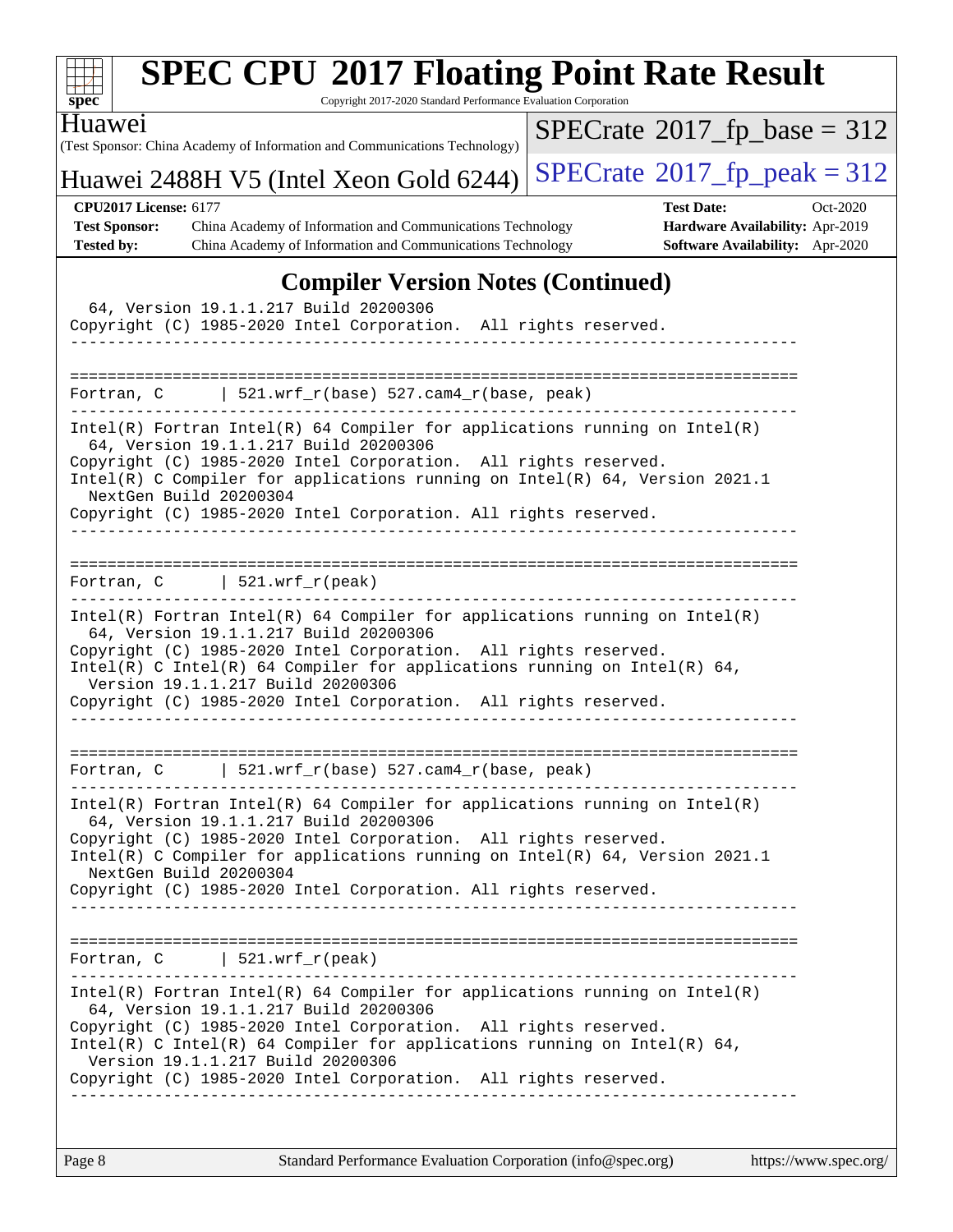# SPEC CPU 2017 Floating Point Rate Result

Copyright 2017-2020 Standard Performance Evaluation Corporation

Huawei
(Test Sponsor: China Academy of Information and Communications Technology)

Huawei 2488H V5 (Intel Xeon Gold 6244)

SPECrate 2017_fp_base = 312

SPECrate 2017_fp_peak = 312

**CPU2017 License:** 6177
**Test Sponsor:** China Academy of Information and Communications Technology
**Tested by:** China Academy of Information and Communications Technology
**Test Date:** Oct-2020
**Hardware Availability:** Apr-2019
**Software Availability:** Apr-2020

## Compiler Version Notes (Continued)

```
  64, Version 19.1.1.217 Build 20200306
Copyright (C) 1985-2020 Intel Corporation.  All rights reserved.
------------------------------------------------------------------------------

==============================================================================
Fortran, C      | 521.wrf_r(base) 527.cam4_r(base, peak)
------------------------------------------------------------------------------
Intel(R) Fortran Intel(R) 64 Compiler for applications running on Intel(R)
  64, Version 19.1.1.217 Build 20200306
Copyright (C) 1985-2020 Intel Corporation.  All rights reserved.
Intel(R) C Compiler for applications running on Intel(R) 64, Version 2021.1
  NextGen Build 20200304
Copyright (C) 1985-2020 Intel Corporation. All rights reserved.
------------------------------------------------------------------------------

==============================================================================
Fortran, C      | 521.wrf_r(peak)
------------------------------------------------------------------------------
Intel(R) Fortran Intel(R) 64 Compiler for applications running on Intel(R)
  64, Version 19.1.1.217 Build 20200306
Copyright (C) 1985-2020 Intel Corporation.  All rights reserved.
Intel(R) C Intel(R) 64 Compiler for applications running on Intel(R) 64,
  Version 19.1.1.217 Build 20200306
Copyright (C) 1985-2020 Intel Corporation.  All rights reserved.
------------------------------------------------------------------------------

==============================================================================
Fortran, C      | 521.wrf_r(base) 527.cam4_r(base, peak)
------------------------------------------------------------------------------
Intel(R) Fortran Intel(R) 64 Compiler for applications running on Intel(R)
  64, Version 19.1.1.217 Build 20200306
Copyright (C) 1985-2020 Intel Corporation.  All rights reserved.
Intel(R) C Compiler for applications running on Intel(R) 64, Version 2021.1
  NextGen Build 20200304
Copyright (C) 1985-2020 Intel Corporation. All rights reserved.
------------------------------------------------------------------------------

==============================================================================
Fortran, C      | 521.wrf_r(peak)
------------------------------------------------------------------------------
Intel(R) Fortran Intel(R) 64 Compiler for applications running on Intel(R)
  64, Version 19.1.1.217 Build 20200306
Copyright (C) 1985-2020 Intel Corporation.  All rights reserved.
Intel(R) C Intel(R) 64 Compiler for applications running on Intel(R) 64,
  Version 19.1.1.217 Build 20200306
Copyright (C) 1985-2020 Intel Corporation.  All rights reserved.
------------------------------------------------------------------------------
```

Standard Performance Evaluation Corporation (info@spec.org) https://www.spec.org/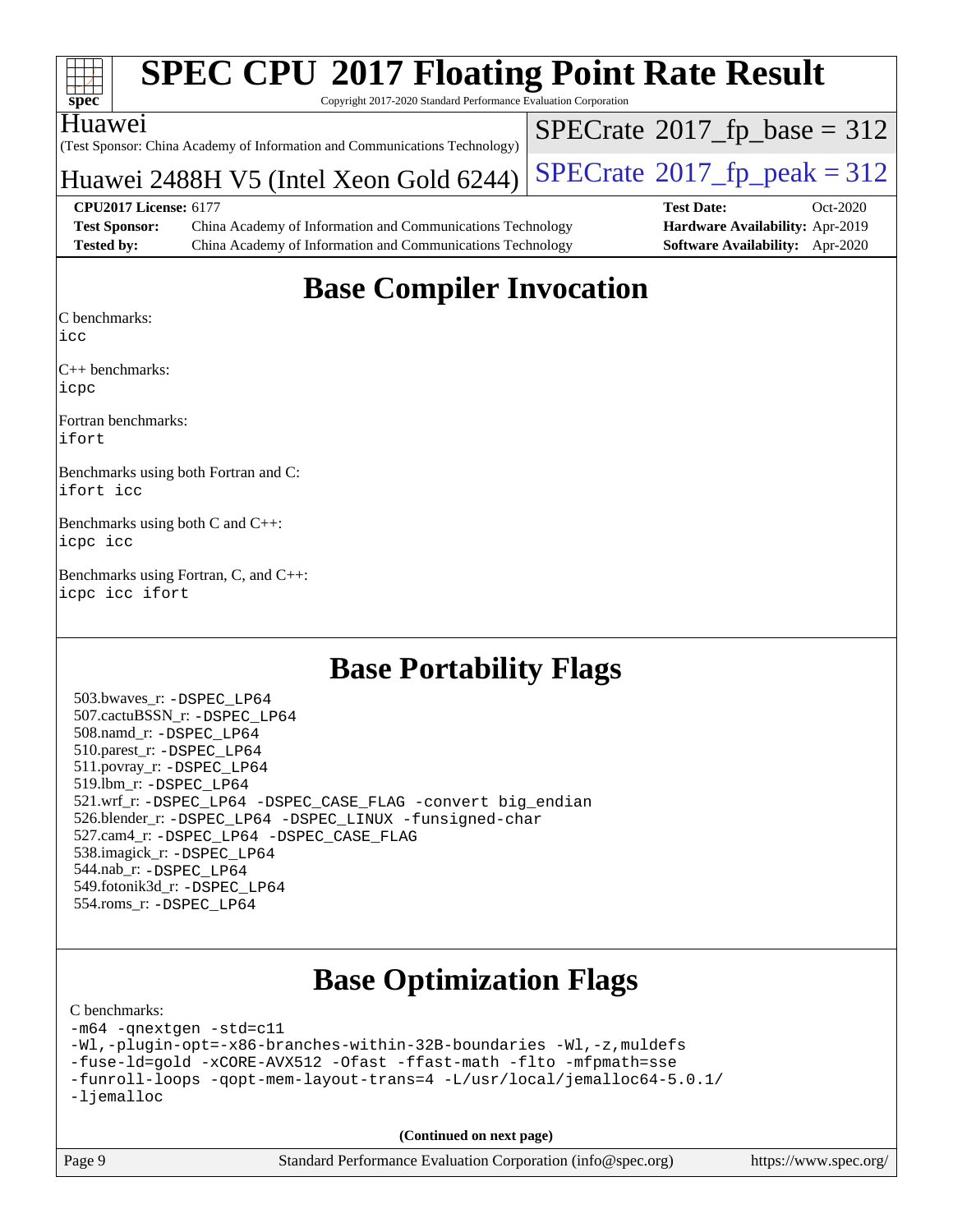## Base Compiler Invocation

C benchmarks:
icc

C++ benchmarks:
icpc

Fortran benchmarks:
ifort

Benchmarks using both Fortran and C:
ifort icc

Benchmarks using both C and C++:
icpc icc

Benchmarks using Fortran, C, and C++:
icpc icc ifort

## Base Portability Flags

503.bwaves_r: -DSPEC_LP64
507.cactuBSSN_r: -DSPEC_LP64
508.namd_r: -DSPEC_LP64
510.parest_r: -DSPEC_LP64
511.povray_r: -DSPEC_LP64
519.lbm_r: -DSPEC_LP64
521.wrf_r: -DSPEC_LP64 -DSPEC_CASE_FLAG -convert big_endian
526.blender_r: -DSPEC_LP64 -DSPEC_LINUX -funsigned-char
527.cam4_r: -DSPEC_LP64 -DSPEC_CASE_FLAG
538.imagick_r: -DSPEC_LP64
544.nab_r: -DSPEC_LP64
549.fotonik3d_r: -DSPEC_LP64
554.roms_r: -DSPEC_LP64

## Base Optimization Flags

C benchmarks:

```
-m64 -qnextgen -std=c11
-Wl,-plugin-opt=-x86-branches-within-32B-boundaries -Wl,-z,muldefs
-fuse-ld=gold -xCORE-AVX512 -Ofast -ffast-math -flto -mfpmath=sse
-funroll-loops -qopt-mem-layout-trans=4 -L/usr/local/jemalloc64-5.0.1/
-ljemalloc
```

**(Continued on next page)**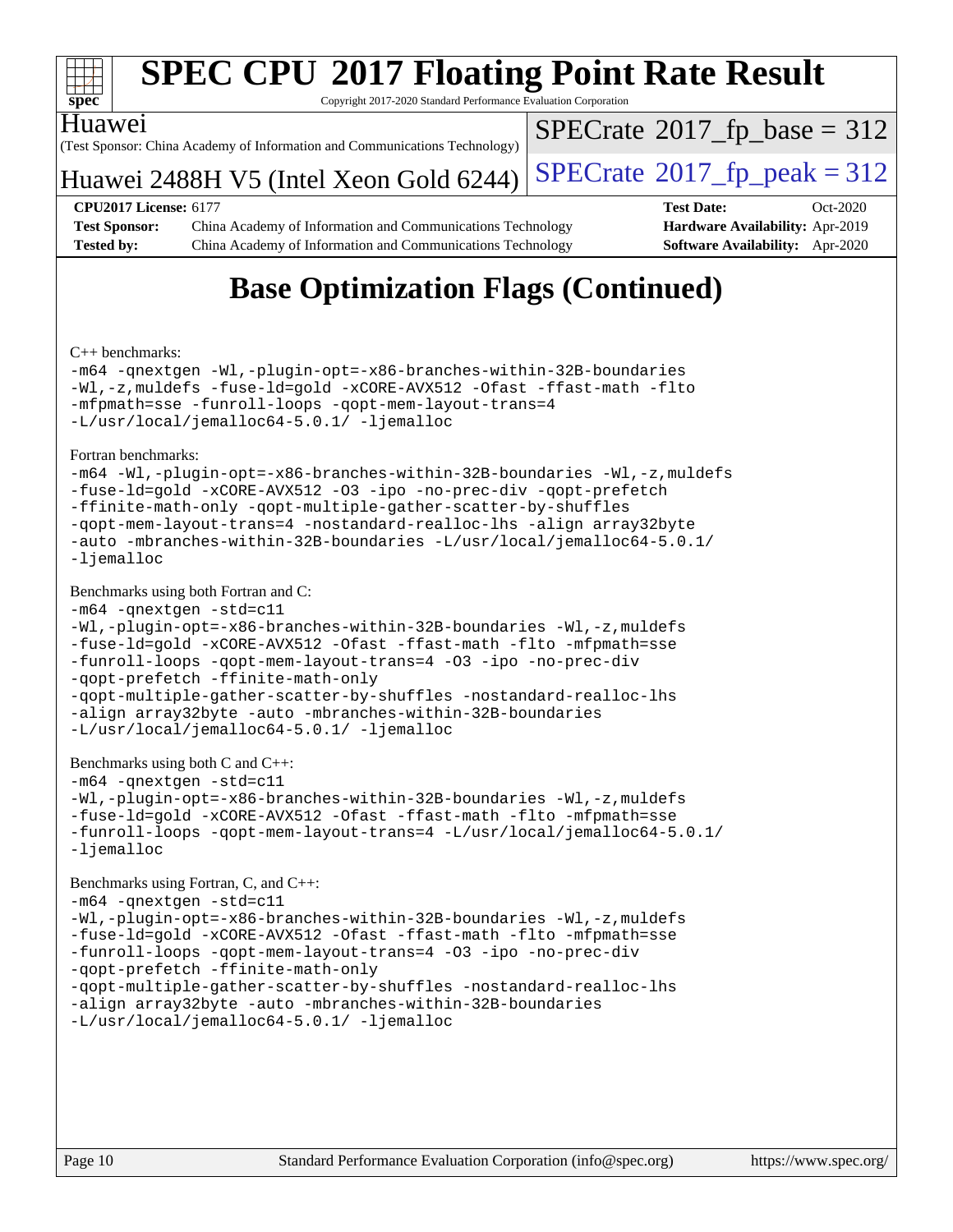# Base Optimization Flags (Continued)

C++ benchmarks:

```
-m64 -qnextgen -Wl,-plugin-opt=-x86-branches-within-32B-boundaries
-Wl,-z,muldefs -fuse-ld=gold -xCORE-AVX512 -Ofast -ffast-math -flto
-mfpmath=sse -funroll-loops -qopt-mem-layout-trans=4
-L/usr/local/jemalloc64-5.0.1/ -ljemalloc
```

Fortran benchmarks:

```
-m64 -Wl,-plugin-opt=-x86-branches-within-32B-boundaries -Wl,-z,muldefs
-fuse-ld=gold -xCORE-AVX512 -O3 -ipo -no-prec-div -qopt-prefetch
-ffinite-math-only -qopt-multiple-gather-scatter-by-shuffles
-qopt-mem-layout-trans=4 -nostandard-realloc-lhs -align array32byte
-auto -mbranches-within-32B-boundaries -L/usr/local/jemalloc64-5.0.1/
-ljemalloc
```

Benchmarks using both Fortran and C:

```
-m64 -qnextgen -std=c11
-Wl,-plugin-opt=-x86-branches-within-32B-boundaries -Wl,-z,muldefs
-fuse-ld=gold -xCORE-AVX512 -Ofast -ffast-math -flto -mfpmath=sse
-funroll-loops -qopt-mem-layout-trans=4 -O3 -ipo -no-prec-div
-qopt-prefetch -ffinite-math-only
-qopt-multiple-gather-scatter-by-shuffles -nostandard-realloc-lhs
-align array32byte -auto -mbranches-within-32B-boundaries
-L/usr/local/jemalloc64-5.0.1/ -ljemalloc
```

Benchmarks using both C and C++:

```
-m64 -qnextgen -std=c11
-Wl,-plugin-opt=-x86-branches-within-32B-boundaries -Wl,-z,muldefs
-fuse-ld=gold -xCORE-AVX512 -Ofast -ffast-math -flto -mfpmath=sse
-funroll-loops -qopt-mem-layout-trans=4 -L/usr/local/jemalloc64-5.0.1/
-ljemalloc
```

Benchmarks using Fortran, C, and C++:

```
-m64 -qnextgen -std=c11
-Wl,-plugin-opt=-x86-branches-within-32B-boundaries -Wl,-z,muldefs
-fuse-ld=gold -xCORE-AVX512 -Ofast -ffast-math -flto -mfpmath=sse
-funroll-loops -qopt-mem-layout-trans=4 -O3 -ipo -no-prec-div
-qopt-prefetch -ffinite-math-only
-qopt-multiple-gather-scatter-by-shuffles -nostandard-realloc-lhs
-align array32byte -auto -mbranches-within-32B-boundaries
-L/usr/local/jemalloc64-5.0.1/ -ljemalloc
```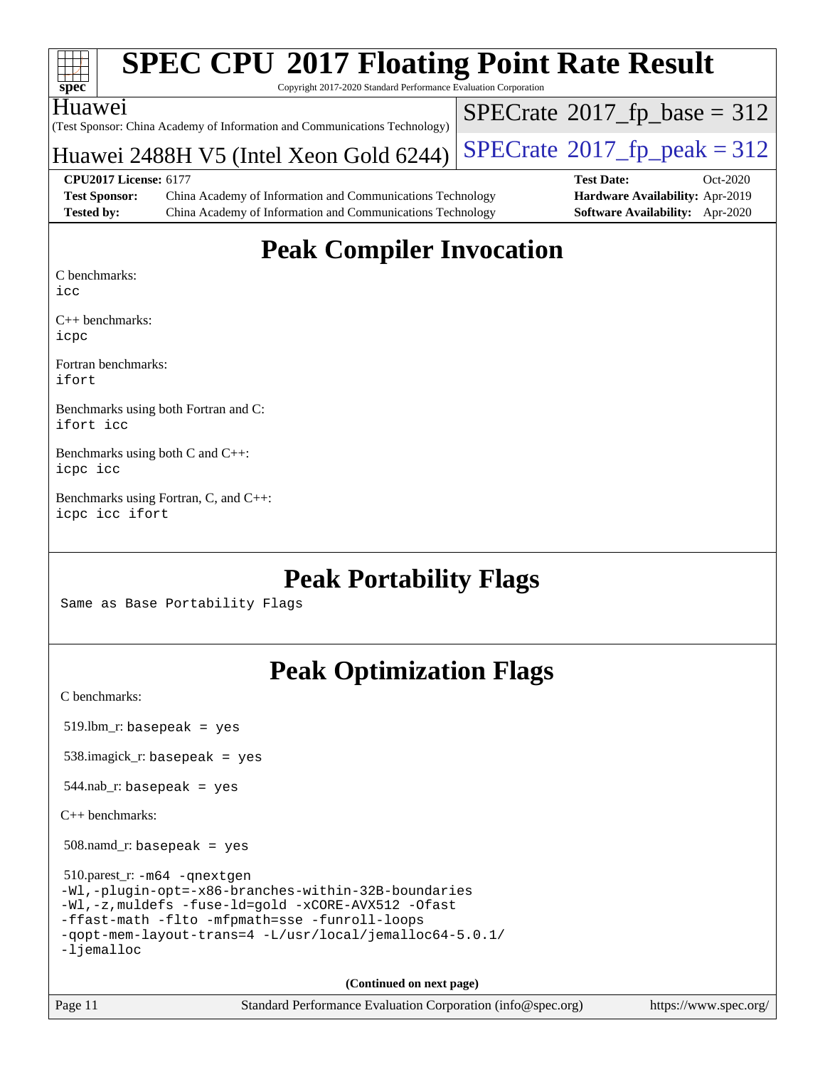# SPEC CPU 2017 Floating Point Rate Result

Copyright 2017-2020 Standard Performance Evaluation Corporation

**Huawei**
(Test Sponsor: China Academy of Information and Communications Technology)

**Huawei 2488H V5 (Intel Xeon Gold 6244)**

SPECrate 2017_fp_base = 312

SPECrate 2017_fp_peak = 312

| | | | |
|---|---|---|---|
| **CPU2017 License:** 6177 | | **Test Date:** | Oct-2020 |
| **Test Sponsor:** | China Academy of Information and Communications Technology | **Hardware Availability:** | Apr-2019 |
| **Tested by:** | China Academy of Information and Communications Technology | **Software Availability:** | Apr-2020 |

## Peak Compiler Invocation

C benchmarks:
`icc`

C++ benchmarks:
`icpc`

Fortran benchmarks:
`ifort`

Benchmarks using both Fortran and C:
`ifort icc`

Benchmarks using both C and C++:
`icpc icc`

Benchmarks using Fortran, C, and C++:
`icpc icc ifort`

## Peak Portability Flags

Same as Base Portability Flags

## Peak Optimization Flags

C benchmarks:

519.lbm_r: `basepeak = yes`

538.imagick_r: `basepeak = yes`

544.nab_r: `basepeak = yes`

C++ benchmarks:

508.namd_r: `basepeak = yes`

510.parest_r:
```
-m64 -qnextgen
-Wl,-plugin-opt=-x86-branches-within-32B-boundaries
-Wl,-z,muldefs -fuse-ld=gold -xCORE-AVX512 -Ofast
-ffast-math -flto -mfpmath=sse -funroll-loops
-qopt-mem-layout-trans=4 -L/usr/local/jemalloc64-5.0.1/
-ljemalloc
```

**(Continued on next page)**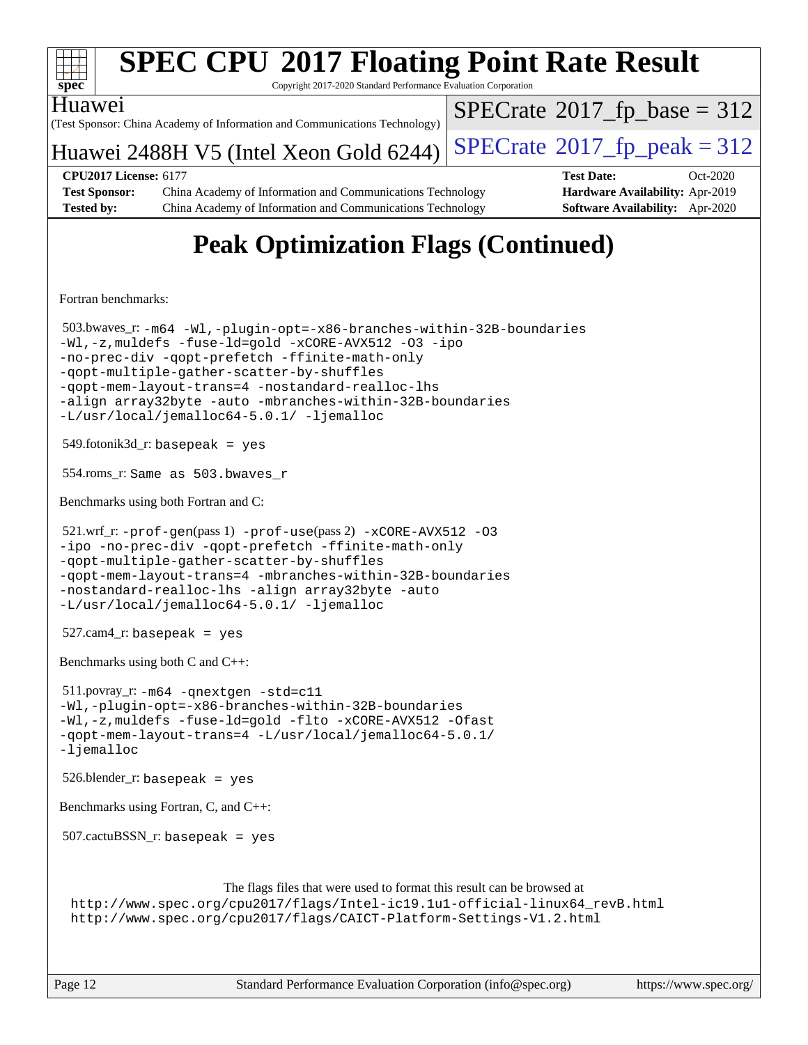# SPEC CPU 2017 Floating Point Rate Result

Copyright 2017-2020 Standard Performance Evaluation Corporation

Huawei
(Test Sponsor: China Academy of Information and Communications Technology)

Huawei 2488H V5 (Intel Xeon Gold 6244)

SPECrate 2017_fp_base = 312

SPECrate 2017_fp_peak = 312

**CPU2017 License:** 6177
**Test Sponsor:** China Academy of Information and Communications Technology
**Tested by:** China Academy of Information and Communications Technology

**Test Date:** Oct-2020
**Hardware Availability:** Apr-2019
**Software Availability:** Apr-2020

## Peak Optimization Flags (Continued)

Fortran benchmarks:

503.bwaves_r: `-m64 -Wl,-plugin-opt=-x86-branches-within-32B-boundaries -Wl,-z,muldefs -fuse-ld=gold -xCORE-AVX512 -O3 -ipo -no-prec-div -qopt-prefetch -ffinite-math-only -qopt-multiple-gather-scatter-by-shuffles -qopt-mem-layout-trans=4 -nostandard-realloc-lhs -align array32byte -auto -mbranches-within-32B-boundaries -L/usr/local/jemalloc64-5.0.1/ -ljemalloc`

549.fotonik3d_r: `basepeak = yes`

554.roms_r: `Same as 503.bwaves_r`

Benchmarks using both Fortran and C:

521.wrf_r: `-prof-gen`(pass 1) `-prof-use`(pass 2) `-xCORE-AVX512 -O3 -ipo -no-prec-div -qopt-prefetch -ffinite-math-only -qopt-multiple-gather-scatter-by-shuffles -qopt-mem-layout-trans=4 -mbranches-within-32B-boundaries -nostandard-realloc-lhs -align array32byte -auto -L/usr/local/jemalloc64-5.0.1/ -ljemalloc`

527.cam4_r: `basepeak = yes`

Benchmarks using both C and C++:

511.povray_r: `-m64 -qnextgen -std=c11 -Wl,-plugin-opt=-x86-branches-within-32B-boundaries -Wl,-z,muldefs -fuse-ld=gold -flto -xCORE-AVX512 -Ofast -qopt-mem-layout-trans=4 -L/usr/local/jemalloc64-5.0.1/ -ljemalloc`

526.blender_r: `basepeak = yes`

Benchmarks using Fortran, C, and C++:

507.cactuBSSN_r: `basepeak = yes`

The flags files that were used to format this result can be browsed at
http://www.spec.org/cpu2017/flags/Intel-ic19.1u1-official-linux64_revB.html
http://www.spec.org/cpu2017/flags/CAICT-Platform-Settings-V1.2.html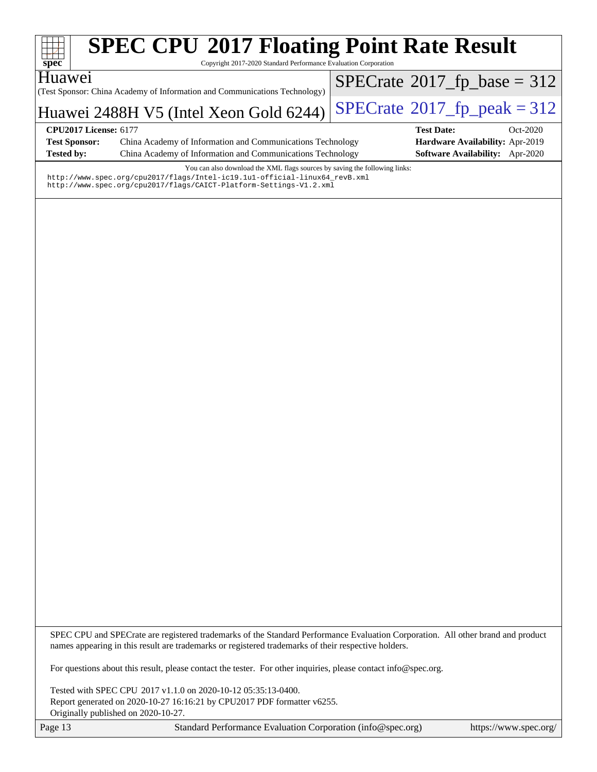You can also download the XML flags sources by saving the following links:

```
http://www.spec.org/cpu2017/flags/Intel-ic19.1u1-official-linux64_revB.xml
http://www.spec.org/cpu2017/flags/CAICT-Platform-Settings-V1.2.xml
```

SPEC CPU and SPECrate are registered trademarks of the Standard Performance Evaluation Corporation. All other brand and product names appearing in this result are trademarks or registered trademarks of their respective holders.

For questions about this result, please contact the tester. For other inquiries, please contact info@spec.org.

Tested with SPEC CPU 2017 v1.1.0 on 2020-10-12 05:35:13-0400.
Report generated on 2020-10-27 16:16:21 by CPU2017 PDF formatter v6255.
Originally published on 2020-10-27.